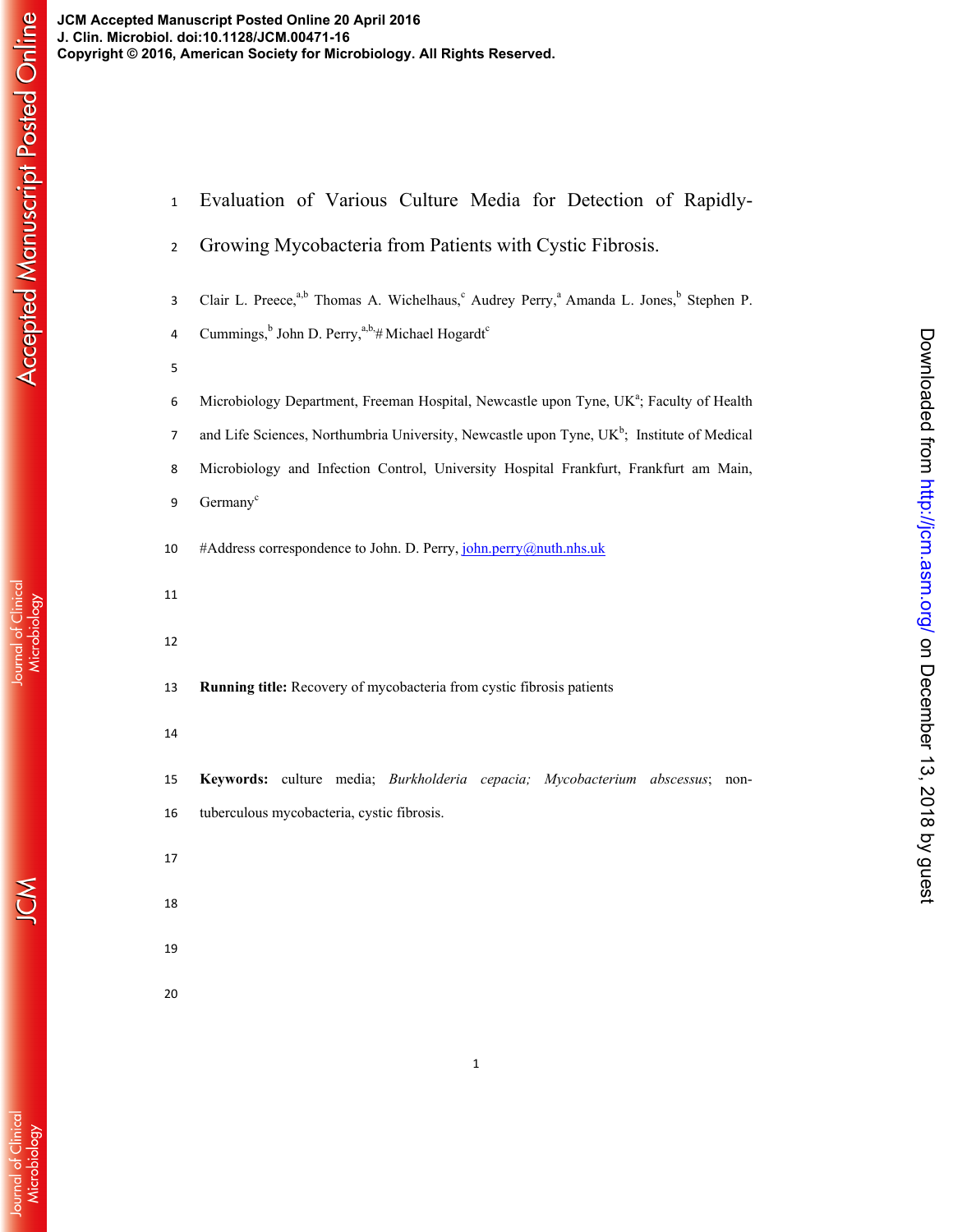# Evaluation of Various Culture Media for Detection of Rapidly-Growing Mycobacteria from Patients with Cystic Fibrosis.

Clair L. Preece,[a,b] Thomas A. Wichelhaus,[c] Audrey Perry,[a] Amanda L. Jones,[b] Stephen P. Cummings,[b] John D. Perry,[a,b,]# Michael Hogardt[c]

Microbiology Department, Freeman Hospital, Newcastle upon Tyne, UK[a]; Faculty of Health and Life Sciences, Northumbria University, Newcastle upon Tyne, UK[b]; Institute of Medical Microbiology and Infection Control, University Hospital Frankfurt, Frankfurt am Main, Germany[c]

#Address correspondence to John. D. Perry, john.perry@nuth.nhs.uk

**Running title:** Recovery of mycobacteria from cystic fibrosis patients

**Keywords:** culture media; *Burkholderia cepacia; Mycobacterium abscessus*; non-tuberculous mycobacteria, cystic fibrosis.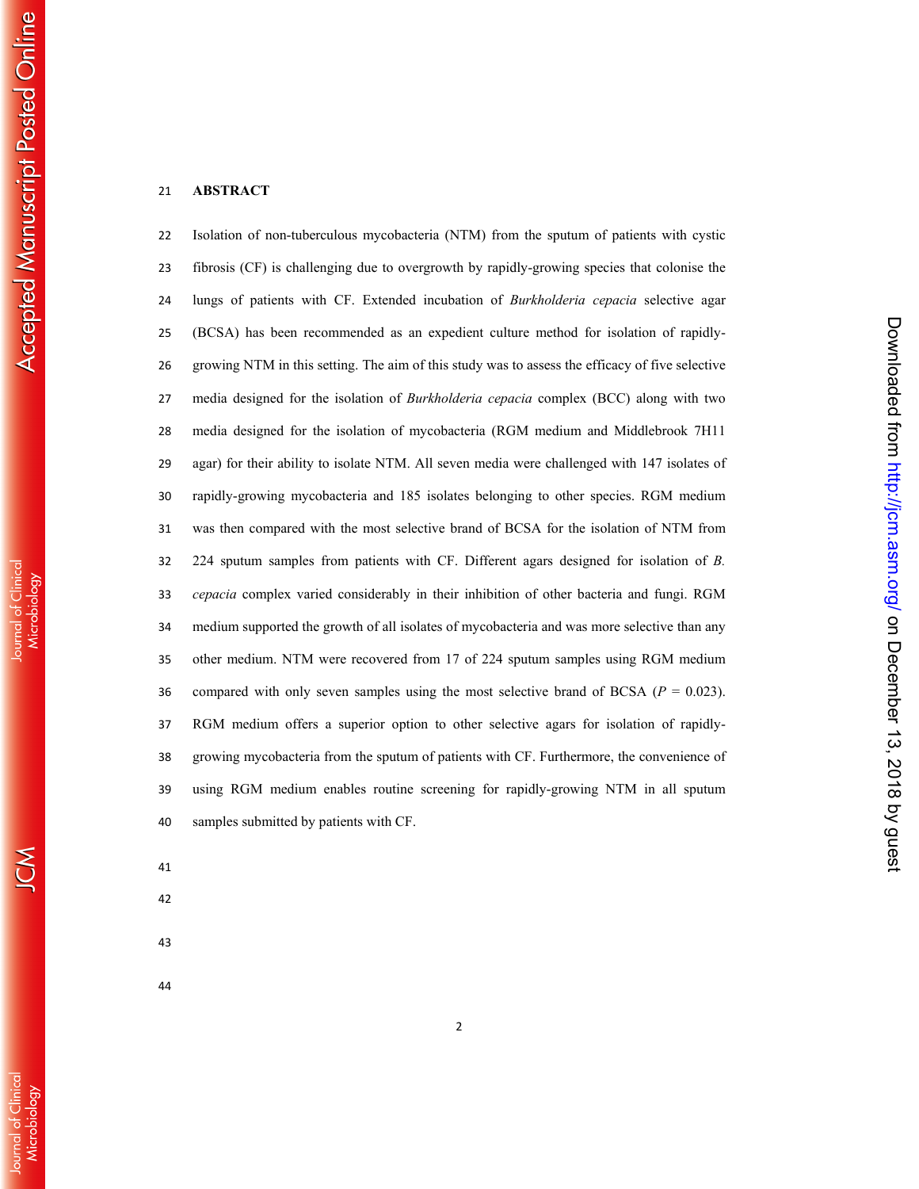## ABSTRACT

Isolation of non-tuberculous mycobacteria (NTM) from the sputum of patients with cystic fibrosis (CF) is challenging due to overgrowth by rapidly-growing species that colonise the lungs of patients with CF. Extended incubation of *Burkholderia cepacia* selective agar (BCSA) has been recommended as an expedient culture method for isolation of rapidly-growing NTM in this setting. The aim of this study was to assess the efficacy of five selective media designed for the isolation of *Burkholderia cepacia* complex (BCC) along with two media designed for the isolation of mycobacteria (RGM medium and Middlebrook 7H11 agar) for their ability to isolate NTM. All seven media were challenged with 147 isolates of rapidly-growing mycobacteria and 185 isolates belonging to other species. RGM medium was then compared with the most selective brand of BCSA for the isolation of NTM from 224 sputum samples from patients with CF. Different agars designed for isolation of *B. cepacia* complex varied considerably in their inhibition of other bacteria and fungi. RGM medium supported the growth of all isolates of mycobacteria and was more selective than any other medium. NTM were recovered from 17 of 224 sputum samples using RGM medium compared with only seven samples using the most selective brand of BCSA ($P$ = 0.023). RGM medium offers a superior option to other selective agars for isolation of rapidly-growing mycobacteria from the sputum of patients with CF. Furthermore, the convenience of using RGM medium enables routine screening for rapidly-growing NTM in all sputum samples submitted by patients with CF.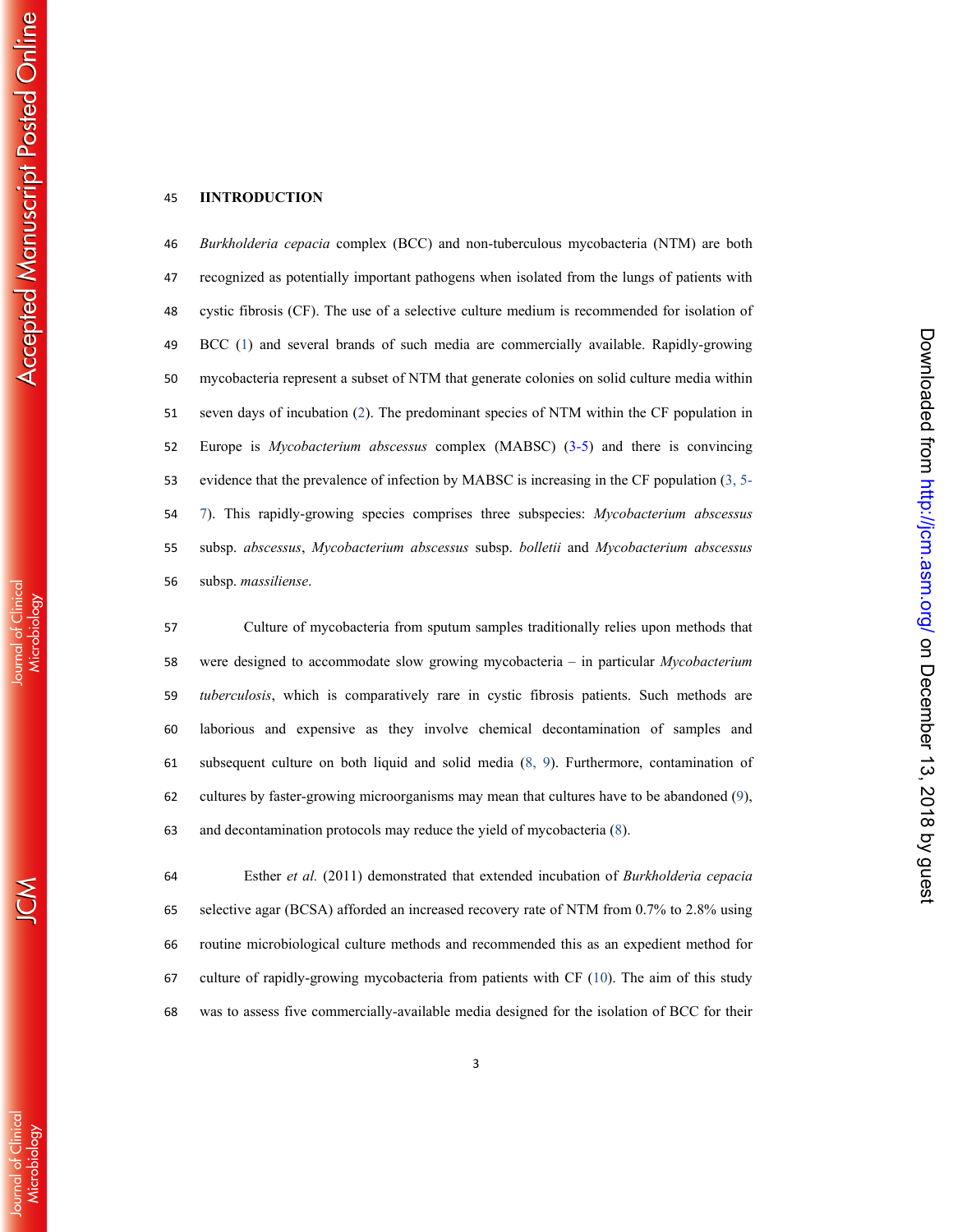# IINTRODUCTION

*Burkholderia cepacia* complex (BCC) and non-tuberculous mycobacteria (NTM) are both recognized as potentially important pathogens when isolated from the lungs of patients with cystic fibrosis (CF). The use of a selective culture medium is recommended for isolation of BCC (1) and several brands of such media are commercially available. Rapidly-growing mycobacteria represent a subset of NTM that generate colonies on solid culture media within seven days of incubation (2). The predominant species of NTM within the CF population in Europe is *Mycobacterium abscessus* complex (MABSC) (3-5) and there is convincing evidence that the prevalence of infection by MABSC is increasing in the CF population (3, 5-7). This rapidly-growing species comprises three subspecies: *Mycobacterium abscessus* subsp. *abscessus*, *Mycobacterium abscessus* subsp. *bolletii* and *Mycobacterium abscessus* subsp. *massiliense*.

Culture of mycobacteria from sputum samples traditionally relies upon methods that were designed to accommodate slow growing mycobacteria – in particular *Mycobacterium tuberculosis*, which is comparatively rare in cystic fibrosis patients. Such methods are laborious and expensive as they involve chemical decontamination of samples and subsequent culture on both liquid and solid media (8, 9). Furthermore, contamination of cultures by faster-growing microorganisms may mean that cultures have to be abandoned (9), and decontamination protocols may reduce the yield of mycobacteria (8).

Esther *et al.* (2011) demonstrated that extended incubation of *Burkholderia cepacia* selective agar (BCSA) afforded an increased recovery rate of NTM from 0.7% to 2.8% using routine microbiological culture methods and recommended this as an expedient method for culture of rapidly-growing mycobacteria from patients with CF (10). The aim of this study was to assess five commercially-available media designed for the isolation of BCC for their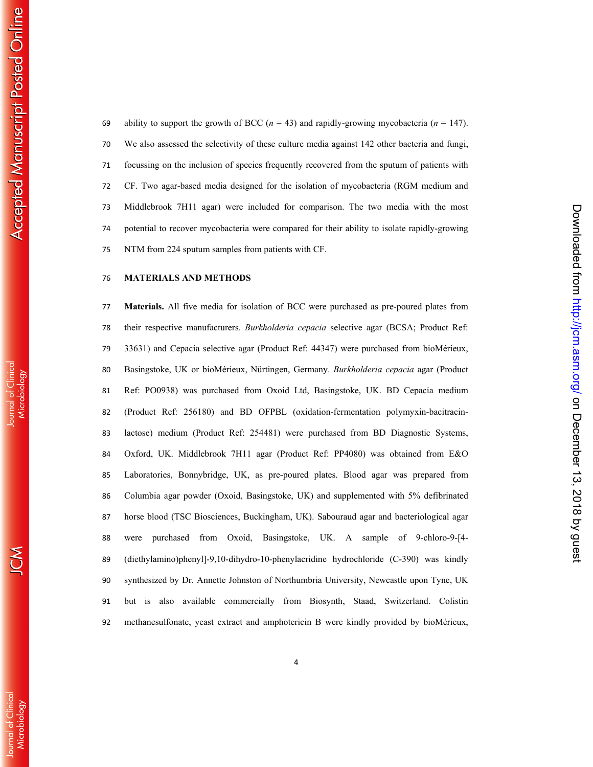ability to support the growth of BCC ($n$ = 43) and rapidly-growing mycobacteria ($n$ = 147). We also assessed the selectivity of these culture media against 142 other bacteria and fungi, focussing on the inclusion of species frequently recovered from the sputum of patients with CF. Two agar-based media designed for the isolation of mycobacteria (RGM medium and Middlebrook 7H11 agar) were included for comparison. The two media with the most potential to recover mycobacteria were compared for their ability to isolate rapidly-growing NTM from 224 sputum samples from patients with CF.

## MATERIALS AND METHODS

**Materials.** All five media for isolation of BCC were purchased as pre-poured plates from their respective manufacturers. *Burkholderia cepacia* selective agar (BCSA; Product Ref: 33631) and Cepacia selective agar (Product Ref: 44347) were purchased from bioMérieux, Basingstoke, UK or bioMérieux, Nürtingen, Germany. *Burkholderia cepacia* agar (Product Ref: PO0938) was purchased from Oxoid Ltd, Basingstoke, UK. BD Cepacia medium (Product Ref: 256180) and BD OFPBL (oxidation-fermentation polymyxin-bacitracin-lactose) medium (Product Ref: 254481) were purchased from BD Diagnostic Systems, Oxford, UK. Middlebrook 7H11 agar (Product Ref: PP4080) was obtained from E&O Laboratories, Bonnybridge, UK, as pre-poured plates. Blood agar was prepared from Columbia agar powder (Oxoid, Basingstoke, UK) and supplemented with 5% defibrinated horse blood (TSC Biosciences, Buckingham, UK). Sabouraud agar and bacteriological agar were purchased from Oxoid, Basingstoke, UK. A sample of 9-chloro-9-[4-(diethylamino)phenyl]-9,10-dihydro-10-phenylacridine hydrochloride (C-390) was kindly synthesized by Dr. Annette Johnston of Northumbria University, Newcastle upon Tyne, UK but is also available commercially from Biosynth, Staad, Switzerland. Colistin methanesulfonate, yeast extract and amphotericin B were kindly provided by bioMérieux,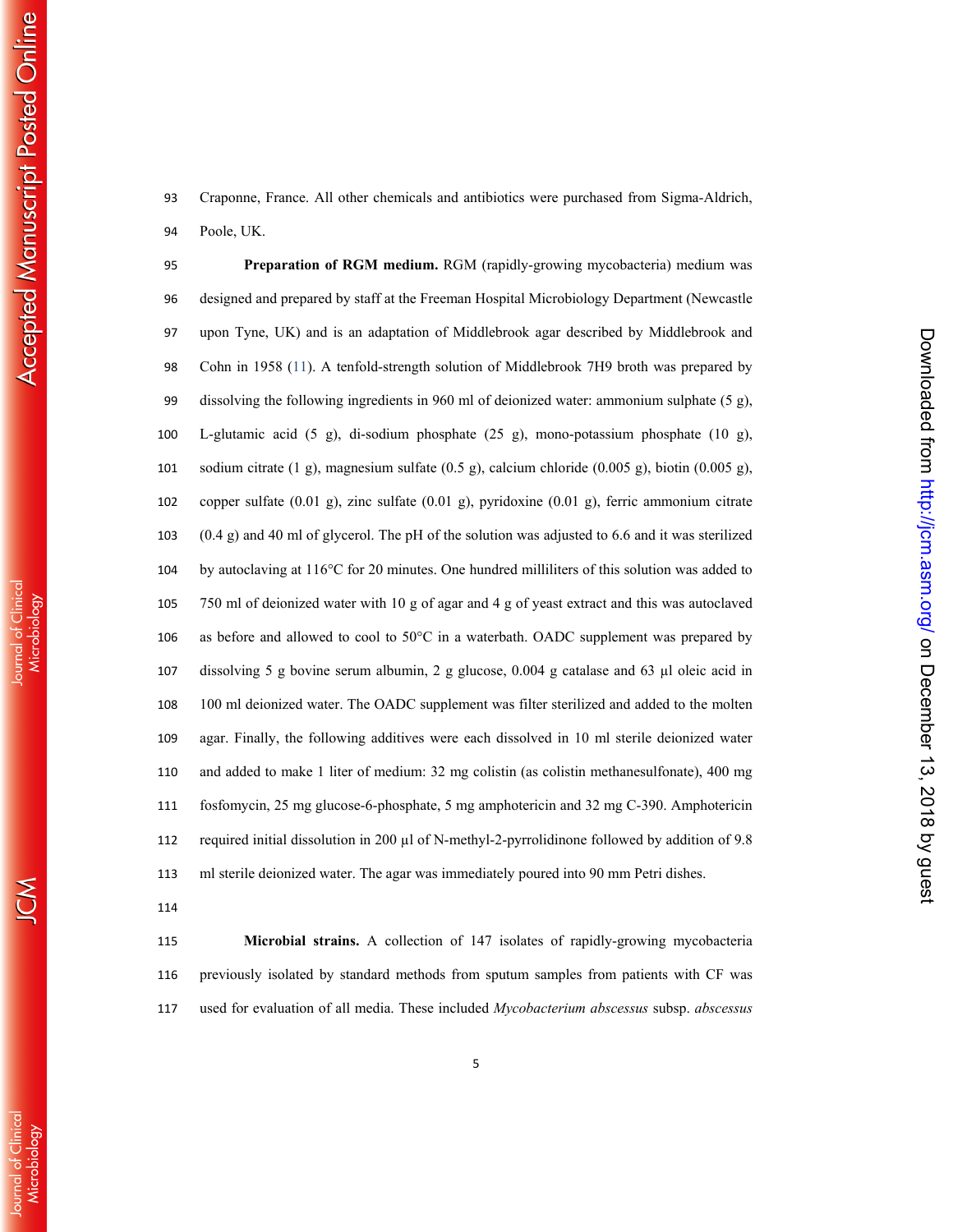Craponne, France. All other chemicals and antibiotics were purchased from Sigma-Aldrich, Poole, UK.

**Preparation of RGM medium.** RGM (rapidly-growing mycobacteria) medium was designed and prepared by staff at the Freeman Hospital Microbiology Department (Newcastle upon Tyne, UK) and is an adaptation of Middlebrook agar described by Middlebrook and Cohn in 1958 (11). A tenfold-strength solution of Middlebrook 7H9 broth was prepared by dissolving the following ingredients in 960 ml of deionized water: ammonium sulphate (5 g), L-glutamic acid (5 g), di-sodium phosphate (25 g), mono-potassium phosphate (10 g), sodium citrate (1 g), magnesium sulfate (0.5 g), calcium chloride (0.005 g), biotin (0.005 g), copper sulfate (0.01 g), zinc sulfate (0.01 g), pyridoxine (0.01 g), ferric ammonium citrate (0.4 g) and 40 ml of glycerol. The pH of the solution was adjusted to 6.6 and it was sterilized by autoclaving at 116°C for 20 minutes. One hundred milliliters of this solution was added to 750 ml of deionized water with 10 g of agar and 4 g of yeast extract and this was autoclaved as before and allowed to cool to 50°C in a waterbath. OADC supplement was prepared by dissolving 5 g bovine serum albumin, 2 g glucose, 0.004 g catalase and 63 µl oleic acid in 100 ml deionized water. The OADC supplement was filter sterilized and added to the molten agar. Finally, the following additives were each dissolved in 10 ml sterile deionized water and added to make 1 liter of medium: 32 mg colistin (as colistin methanesulfonate), 400 mg fosfomycin, 25 mg glucose-6-phosphate, 5 mg amphotericin and 32 mg C-390. Amphotericin required initial dissolution in 200 µl of N-methyl-2-pyrrolidinone followed by addition of 9.8 ml sterile deionized water. The agar was immediately poured into 90 mm Petri dishes.

**Microbial strains.** A collection of 147 isolates of rapidly-growing mycobacteria previously isolated by standard methods from sputum samples from patients with CF was used for evaluation of all media. These included *Mycobacterium abscessus* subsp. *abscessus*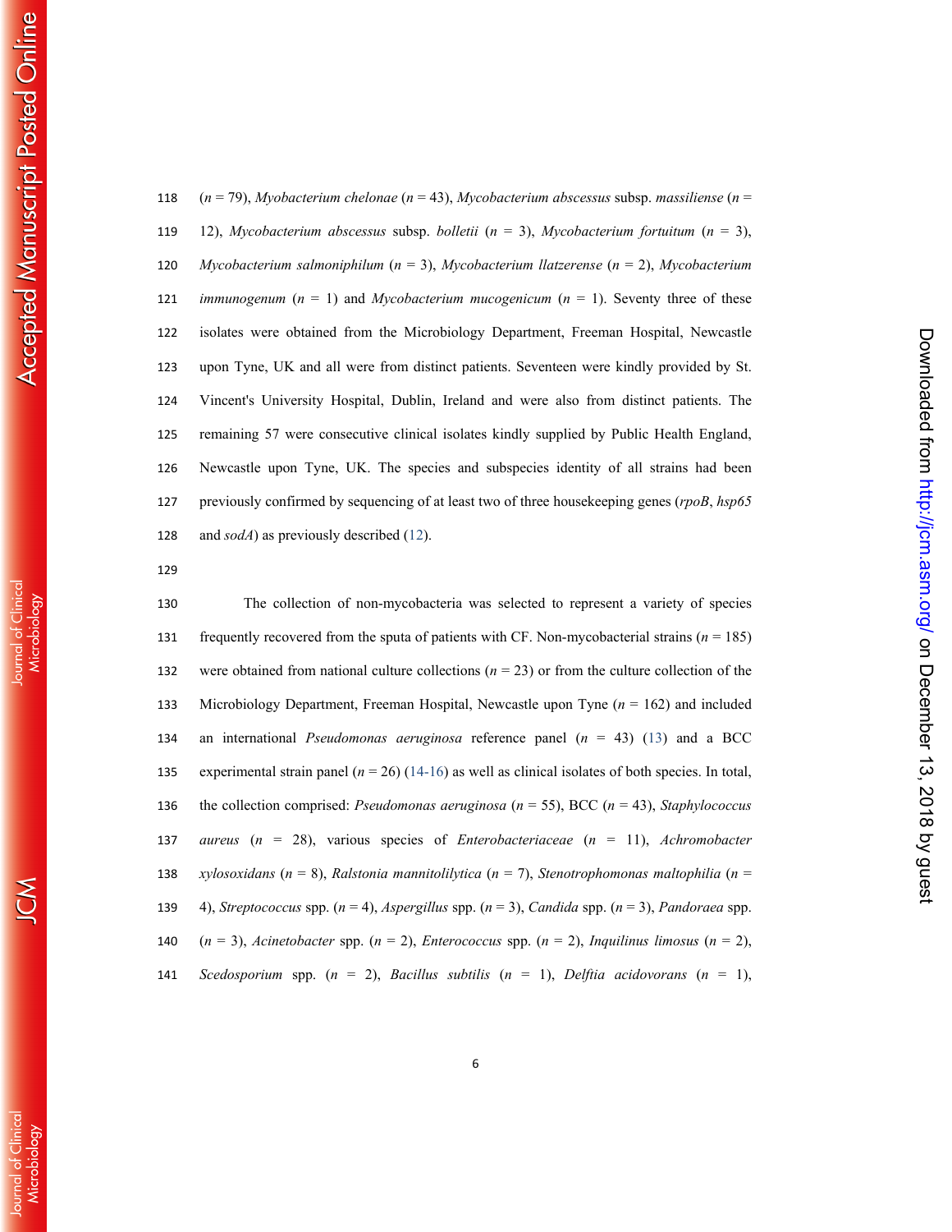(*n* = 79), *Myobacterium chelonae* (*n* = 43), *Mycobacterium abscessus* subsp. *massiliense* (*n* = 12), *Mycobacterium abscessus* subsp. *bolletii* (*n* = 3), *Mycobacterium fortuitum* (*n* = 3), *Mycobacterium salmoniphilum* (*n* = 3), *Mycobacterium llatzerense* (*n* = 2), *Mycobacterium immunogenum* (*n* = 1) and *Mycobacterium mucogenicum* (*n* = 1). Seventy three of these isolates were obtained from the Microbiology Department, Freeman Hospital, Newcastle upon Tyne, UK and all were from distinct patients. Seventeen were kindly provided by St. Vincent's University Hospital, Dublin, Ireland and were also from distinct patients. The remaining 57 were consecutive clinical isolates kindly supplied by Public Health England, Newcastle upon Tyne, UK. The species and subspecies identity of all strains had been previously confirmed by sequencing of at least two of three housekeeping genes (*rpoB*, *hsp65* and *sodA*) as previously described (12).

The collection of non-mycobacteria was selected to represent a variety of species frequently recovered from the sputa of patients with CF. Non-mycobacterial strains (*n* = 185) were obtained from national culture collections (*n* = 23) or from the culture collection of the Microbiology Department, Freeman Hospital, Newcastle upon Tyne (*n* = 162) and included an international *Pseudomonas aeruginosa* reference panel (*n* = 43) (13) and a BCC experimental strain panel (*n* = 26) (14-16) as well as clinical isolates of both species. In total, the collection comprised: *Pseudomonas aeruginosa* (*n* = 55), BCC (*n* = 43), *Staphylococcus aureus* (*n* = 28), various species of *Enterobacteriaceae* (*n* = 11), *Achromobacter xylosoxidans* (*n* = 8), *Ralstonia mannitolilytica* (*n* = 7), *Stenotrophomonas maltophilia* (*n* = 4), *Streptococcus* spp. (*n* = 4), *Aspergillus* spp. (*n* = 3), *Candida* spp. (*n* = 3), *Pandoraea* spp. (*n* = 3), *Acinetobacter* spp. (*n* = 2), *Enterococcus* spp. (*n* = 2), *Inquilinus limosus* (*n* = 2), *Scedosporium* spp. (*n* = 2), *Bacillus subtilis* (*n* = 1), *Delftia acidovorans* (*n* = 1),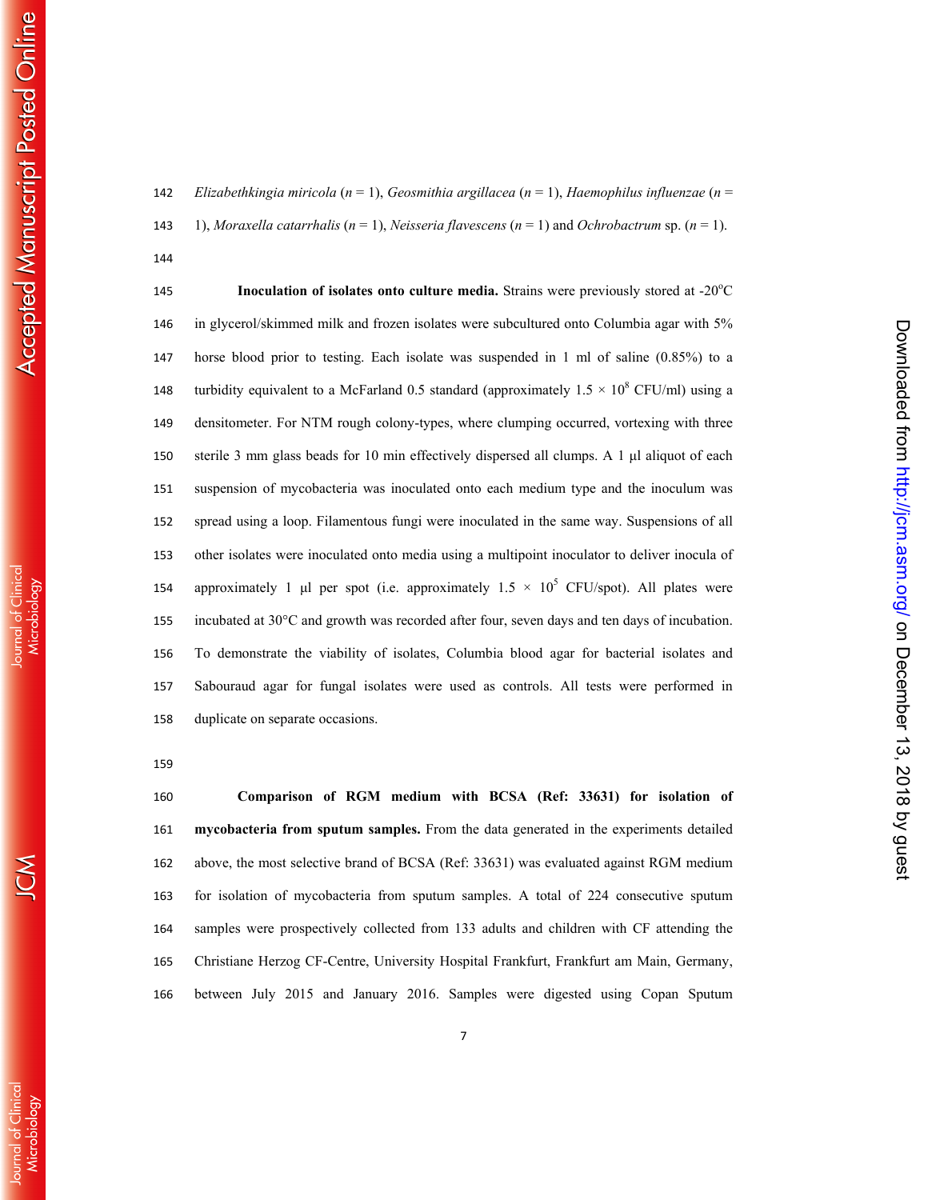*Elizabethkingia miricola* ($n$ = 1), *Geosmithia argillacea* ($n$ = 1), *Haemophilus influenzae* ($n$ = 1), *Moraxella catarrhalis* ($n$ = 1), *Neisseria flavescens* ($n$ = 1) and *Ochrobactrum* sp. ($n$ = 1).

**Inoculation of isolates onto culture media.** Strains were previously stored at -20°C in glycerol/skimmed milk and frozen isolates were subcultured onto Columbia agar with 5% horse blood prior to testing. Each isolate was suspended in 1 ml of saline (0.85%) to a turbidity equivalent to a McFarland 0.5 standard (approximately $1.5 \times 10^8$ CFU/ml) using a densitometer. For NTM rough colony-types, where clumping occurred, vortexing with three sterile 3 mm glass beads for 10 min effectively dispersed all clumps. A 1 µl aliquot of each suspension of mycobacteria was inoculated onto each medium type and the inoculum was spread using a loop. Filamentous fungi were inoculated in the same way. Suspensions of all other isolates were inoculated onto media using a multipoint inoculator to deliver inocula of approximately 1 µl per spot (i.e. approximately $1.5 \times 10^5$ CFU/spot). All plates were incubated at 30°C and growth was recorded after four, seven days and ten days of incubation. To demonstrate the viability of isolates, Columbia blood agar for bacterial isolates and Sabouraud agar for fungal isolates were used as controls. All tests were performed in duplicate on separate occasions.

**Comparison of RGM medium with BCSA (Ref: 33631) for isolation of mycobacteria from sputum samples.** From the data generated in the experiments detailed above, the most selective brand of BCSA (Ref: 33631) was evaluated against RGM medium for isolation of mycobacteria from sputum samples. A total of 224 consecutive sputum samples were prospectively collected from 133 adults and children with CF attending the Christiane Herzog CF-Centre, University Hospital Frankfurt, Frankfurt am Main, Germany, between July 2015 and January 2016. Samples were digested using Copan Sputum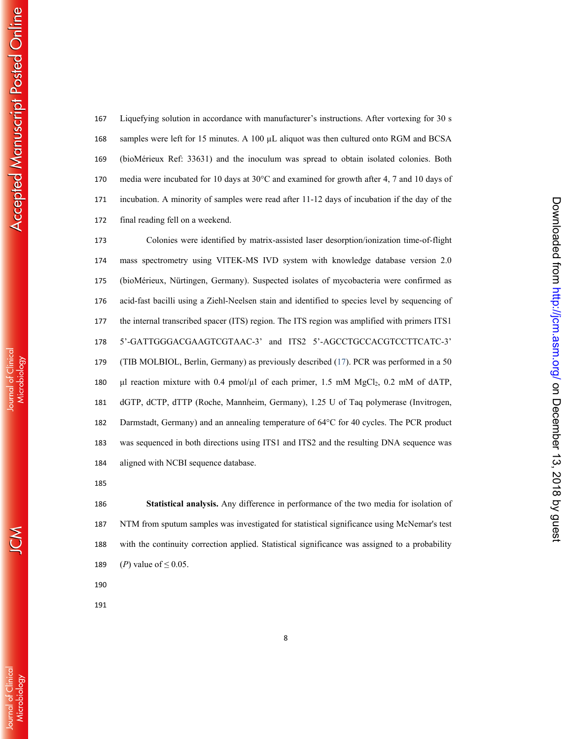Liquefying solution in accordance with manufacturer's instructions. After vortexing for 30 s samples were left for 15 minutes. A 100 µL aliquot was then cultured onto RGM and BCSA (bioMérieux Ref: 33631) and the inoculum was spread to obtain isolated colonies. Both media were incubated for 10 days at 30°C and examined for growth after 4, 7 and 10 days of incubation. A minority of samples were read after 11-12 days of incubation if the day of the final reading fell on a weekend.

Colonies were identified by matrix-assisted laser desorption/ionization time-of-flight mass spectrometry using VITEK-MS IVD system with knowledge database version 2.0 (bioMérieux, Nürtingen, Germany). Suspected isolates of mycobacteria were confirmed as acid-fast bacilli using a Ziehl-Neelsen stain and identified to species level by sequencing of the internal transcribed spacer (ITS) region. The ITS region was amplified with primers ITS1 5'-GATTGGGACGAAGTCGTAAC-3' and ITS2 5'-AGCCTGCCACGTCCTTCATC-3' (TIB MOLBIOL, Berlin, Germany) as previously described (17). PCR was performed in a 50 µl reaction mixture with 0.4 pmol/µl of each primer, 1.5 mM $MgCl_2$, 0.2 mM of dATP, dGTP, dCTP, dTTP (Roche, Mannheim, Germany), 1.25 U of Taq polymerase (Invitrogen, Darmstadt, Germany) and an annealing temperature of 64°C for 40 cycles. The PCR product was sequenced in both directions using ITS1 and ITS2 and the resulting DNA sequence was aligned with NCBI sequence database.

**Statistical analysis.** Any difference in performance of the two media for isolation of NTM from sputum samples was investigated for statistical significance using McNemar's test with the continuity correction applied. Statistical significance was assigned to a probability (*P*) value of $\leq 0.05$.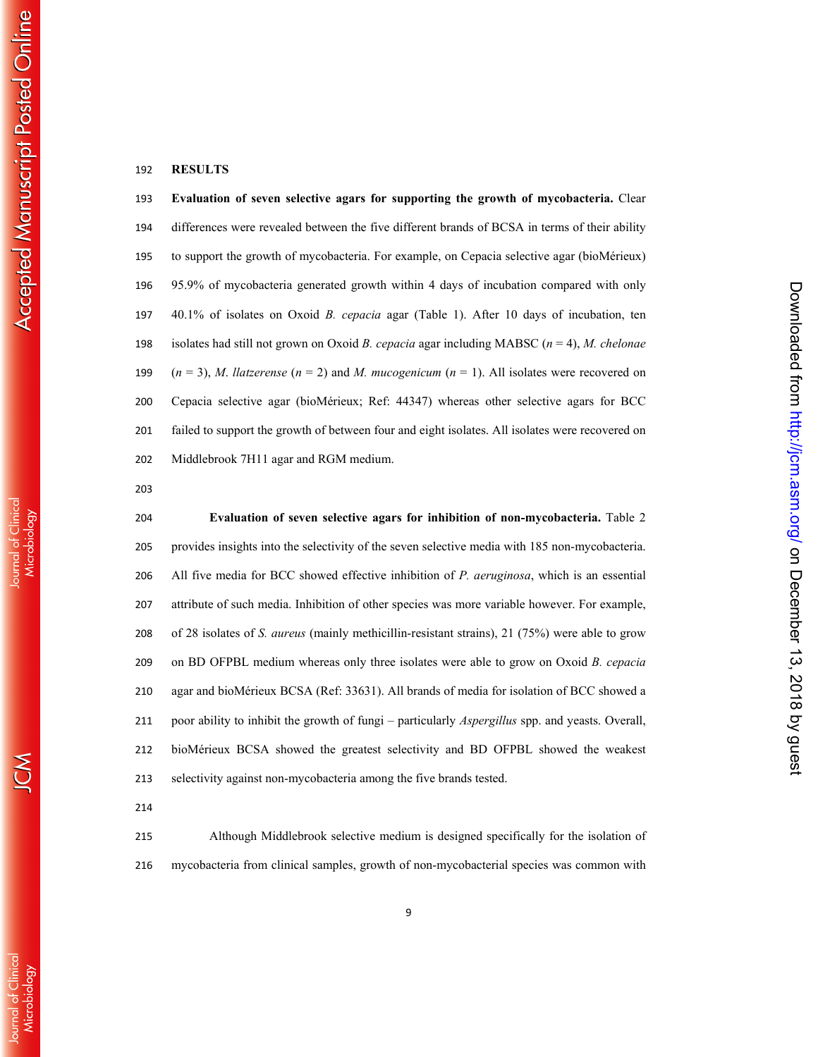## RESULTS

**Evaluation of seven selective agars for supporting the growth of mycobacteria.** Clear differences were revealed between the five different brands of BCSA in terms of their ability to support the growth of mycobacteria. For example, on Cepacia selective agar (bioMérieux) 95.9% of mycobacteria generated growth within 4 days of incubation compared with only 40.1% of isolates on Oxoid *B. cepacia* agar (Table 1). After 10 days of incubation, ten isolates had still not grown on Oxoid *B. cepacia* agar including MABSC ($n$ = 4), *M. chelonae* ($n$ = 3), *M. llatzerense* ($n$ = 2) and *M. mucogenicum* ($n$ = 1). All isolates were recovered on Cepacia selective agar (bioMérieux; Ref: 44347) whereas other selective agars for BCC failed to support the growth of between four and eight isolates. All isolates were recovered on Middlebrook 7H11 agar and RGM medium.

**Evaluation of seven selective agars for inhibition of non-mycobacteria.** Table 2 provides insights into the selectivity of the seven selective media with 185 non-mycobacteria. All five media for BCC showed effective inhibition of *P. aeruginosa*, which is an essential attribute of such media. Inhibition of other species was more variable however. For example, of 28 isolates of *S. aureus* (mainly methicillin-resistant strains), 21 (75%) were able to grow on BD OFPBL medium whereas only three isolates were able to grow on Oxoid *B. cepacia* agar and bioMérieux BCSA (Ref: 33631). All brands of media for isolation of BCC showed a poor ability to inhibit the growth of fungi – particularly *Aspergillus* spp. and yeasts. Overall, bioMérieux BCSA showed the greatest selectivity and BD OFPBL showed the weakest selectivity against non-mycobacteria among the five brands tested.

Although Middlebrook selective medium is designed specifically for the isolation of mycobacteria from clinical samples, growth of non-mycobacterial species was common with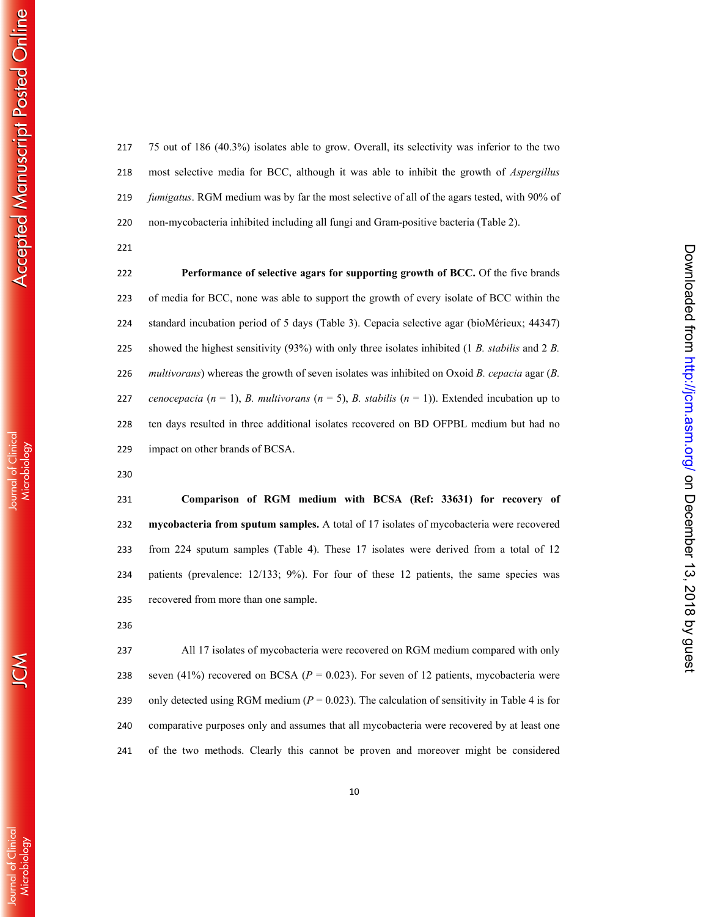75 out of 186 (40.3%) isolates able to grow. Overall, its selectivity was inferior to the two most selective media for BCC, although it was able to inhibit the growth of *Aspergillus fumigatus*. RGM medium was by far the most selective of all of the agars tested, with 90% of non-mycobacteria inhibited including all fungi and Gram-positive bacteria (Table 2).

**Performance of selective agars for supporting growth of BCC.** Of the five brands of media for BCC, none was able to support the growth of every isolate of BCC within the standard incubation period of 5 days (Table 3). Cepacia selective agar (bioMérieux; 44347) showed the highest sensitivity (93%) with only three isolates inhibited (1 *B. stabilis* and 2 *B. multivorans*) whereas the growth of seven isolates was inhibited on Oxoid *B. cepacia* agar (*B. cenocepacia* (*n* = 1), *B. multivorans* (*n* = 5), *B. stabilis* (*n* = 1)). Extended incubation up to ten days resulted in three additional isolates recovered on BD OFPBL medium but had no impact on other brands of BCSA.

**Comparison of RGM medium with BCSA (Ref: 33631) for recovery of mycobacteria from sputum samples.** A total of 17 isolates of mycobacteria were recovered from 224 sputum samples (Table 4). These 17 isolates were derived from a total of 12 patients (prevalence: 12/133; 9%). For four of these 12 patients, the same species was recovered from more than one sample.

All 17 isolates of mycobacteria were recovered on RGM medium compared with only seven (41%) recovered on BCSA ($P = 0.023$). For seven of 12 patients, mycobacteria were only detected using RGM medium ($P = 0.023$). The calculation of sensitivity in Table 4 is for comparative purposes only and assumes that all mycobacteria were recovered by at least one of the two methods. Clearly this cannot be proven and moreover might be considered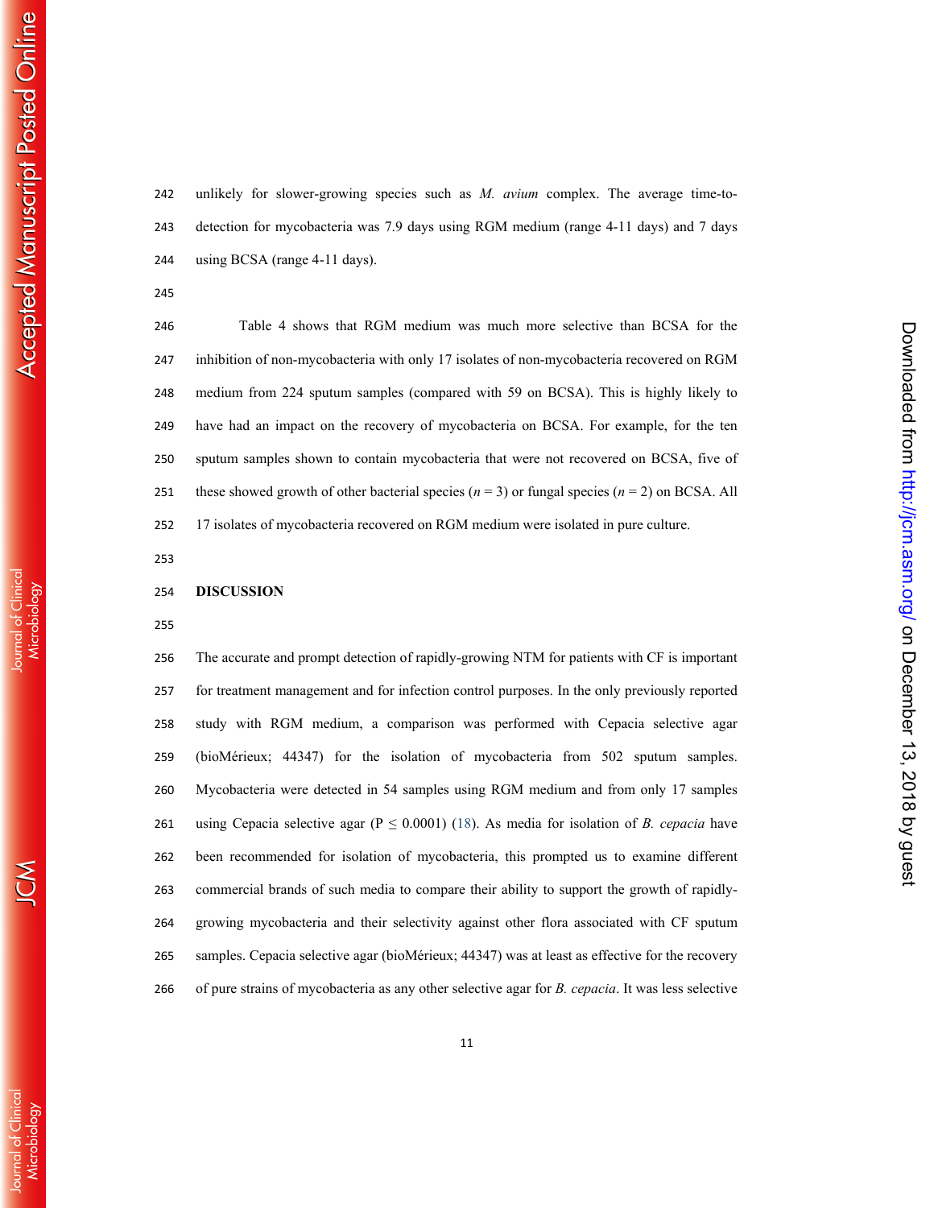unlikely for slower-growing species such as *M. avium* complex. The average time-to-detection for mycobacteria was 7.9 days using RGM medium (range 4-11 days) and 7 days using BCSA (range 4-11 days).

Table 4 shows that RGM medium was much more selective than BCSA for the inhibition of non-mycobacteria with only 17 isolates of non-mycobacteria recovered on RGM medium from 224 sputum samples (compared with 59 on BCSA). This is highly likely to have had an impact on the recovery of mycobacteria on BCSA. For example, for the ten sputum samples shown to contain mycobacteria that were not recovered on BCSA, five of these showed growth of other bacterial species ($n = 3$) or fungal species ($n = 2$) on BCSA. All 17 isolates of mycobacteria recovered on RGM medium were isolated in pure culture.

## DISCUSSION

The accurate and prompt detection of rapidly-growing NTM for patients with CF is important for treatment management and for infection control purposes. In the only previously reported study with RGM medium, a comparison was performed with Cepacia selective agar (bioMérieux; 44347) for the isolation of mycobacteria from 502 sputum samples. Mycobacteria were detected in 54 samples using RGM medium and from only 17 samples using Cepacia selective agar ($P \leq 0.0001$) (18). As media for isolation of *B. cepacia* have been recommended for isolation of mycobacteria, this prompted us to examine different commercial brands of such media to compare their ability to support the growth of rapidly-growing mycobacteria and their selectivity against other flora associated with CF sputum samples. Cepacia selective agar (bioMérieux; 44347) was at least as effective for the recovery of pure strains of mycobacteria as any other selective agar for *B. cepacia*. It was less selective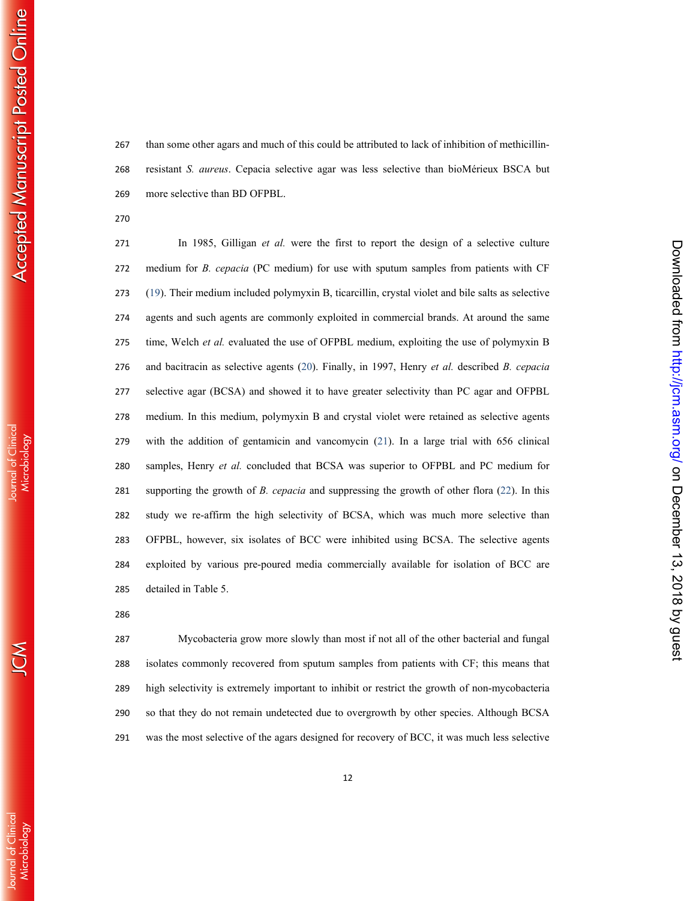than some other agars and much of this could be attributed to lack of inhibition of methicillin-resistant *S. aureus*. Cepacia selective agar was less selective than bioMérieux BSCA but more selective than BD OFPBL.

In 1985, Gilligan *et al.* were the first to report the design of a selective culture medium for *B. cepacia* (PC medium) for use with sputum samples from patients with CF (19). Their medium included polymyxin B, ticarcillin, crystal violet and bile salts as selective agents and such agents are commonly exploited in commercial brands. At around the same time, Welch *et al.* evaluated the use of OFPBL medium, exploiting the use of polymyxin B and bacitracin as selective agents (20). Finally, in 1997, Henry *et al.* described *B. cepacia* selective agar (BCSA) and showed it to have greater selectivity than PC agar and OFPBL medium. In this medium, polymyxin B and crystal violet were retained as selective agents with the addition of gentamicin and vancomycin (21). In a large trial with 656 clinical samples, Henry *et al.* concluded that BCSA was superior to OFPBL and PC medium for supporting the growth of *B. cepacia* and suppressing the growth of other flora (22). In this study we re-affirm the high selectivity of BCSA, which was much more selective than OFPBL, however, six isolates of BCC were inhibited using BCSA. The selective agents exploited by various pre-poured media commercially available for isolation of BCC are detailed in Table 5.

Mycobacteria grow more slowly than most if not all of the other bacterial and fungal isolates commonly recovered from sputum samples from patients with CF; this means that high selectivity is extremely important to inhibit or restrict the growth of non-mycobacteria so that they do not remain undetected due to overgrowth by other species. Although BCSA was the most selective of the agars designed for recovery of BCC, it was much less selective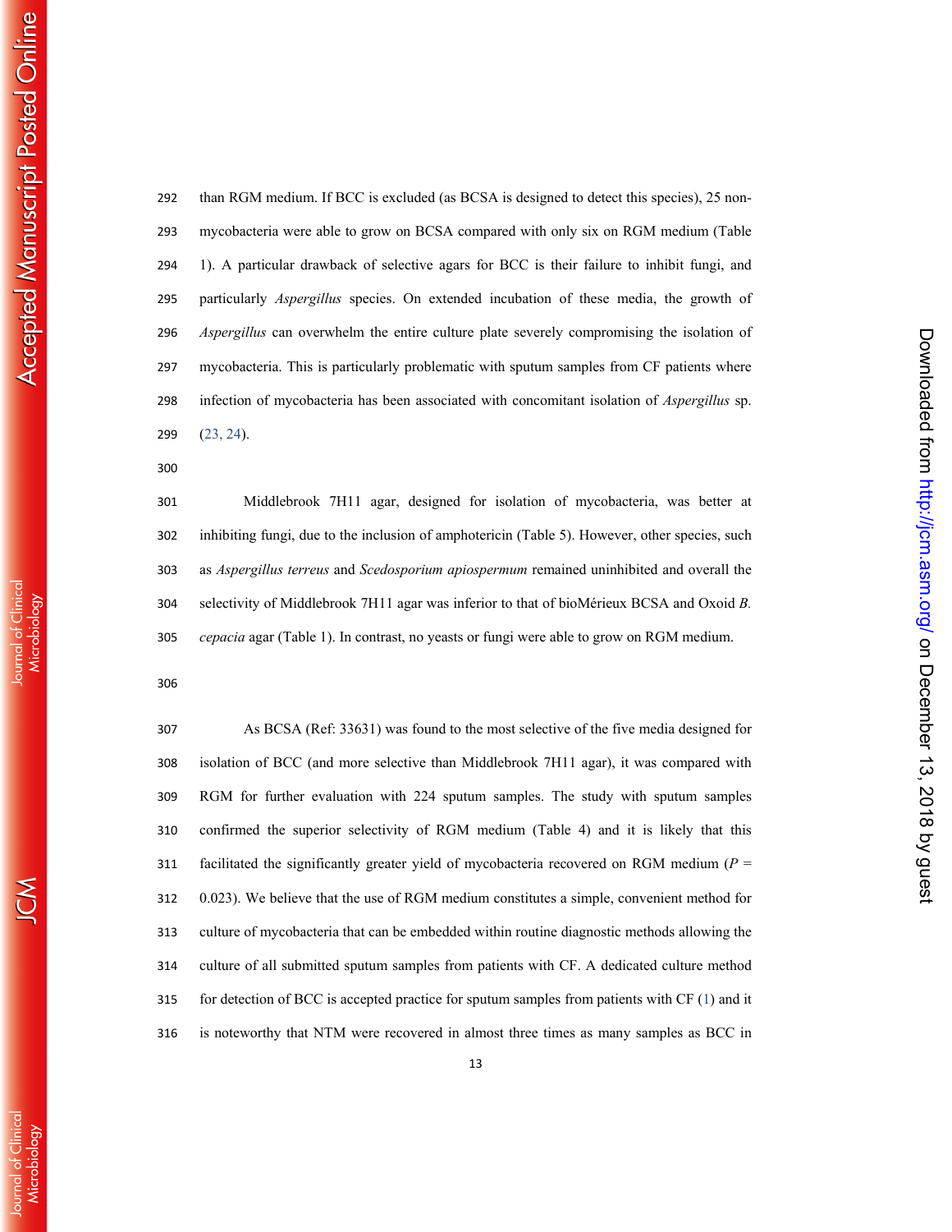than RGM medium. If BCC is excluded (as BCSA is designed to detect this species), 25 non-mycobacteria were able to grow on BCSA compared with only six on RGM medium (Table 1). A particular drawback of selective agars for BCC is their failure to inhibit fungi, and particularly *Aspergillus* species. On extended incubation of these media, the growth of *Aspergillus* can overwhelm the entire culture plate severely compromising the isolation of mycobacteria. This is particularly problematic with sputum samples from CF patients where infection of mycobacteria has been associated with concomitant isolation of *Aspergillus* sp. (23, 24).

Middlebrook 7H11 agar, designed for isolation of mycobacteria, was better at inhibiting fungi, due to the inclusion of amphotericin (Table 5). However, other species, such as *Aspergillus terreus* and *Scedosporium apiospermum* remained uninhibited and overall the selectivity of Middlebrook 7H11 agar was inferior to that of bioMérieux BCSA and Oxoid *B. cepacia* agar (Table 1). In contrast, no yeasts or fungi were able to grow on RGM medium.

As BCSA (Ref: 33631) was found to the most selective of the five media designed for isolation of BCC (and more selective than Middlebrook 7H11 agar), it was compared with RGM for further evaluation with 224 sputum samples. The study with sputum samples confirmed the superior selectivity of RGM medium (Table 4) and it is likely that this facilitated the significantly greater yield of mycobacteria recovered on RGM medium ($P$ = 0.023). We believe that the use of RGM medium constitutes a simple, convenient method for culture of mycobacteria that can be embedded within routine diagnostic methods allowing the culture of all submitted sputum samples from patients with CF. A dedicated culture method for detection of BCC is accepted practice for sputum samples from patients with CF (1) and it is noteworthy that NTM were recovered in almost three times as many samples as BCC in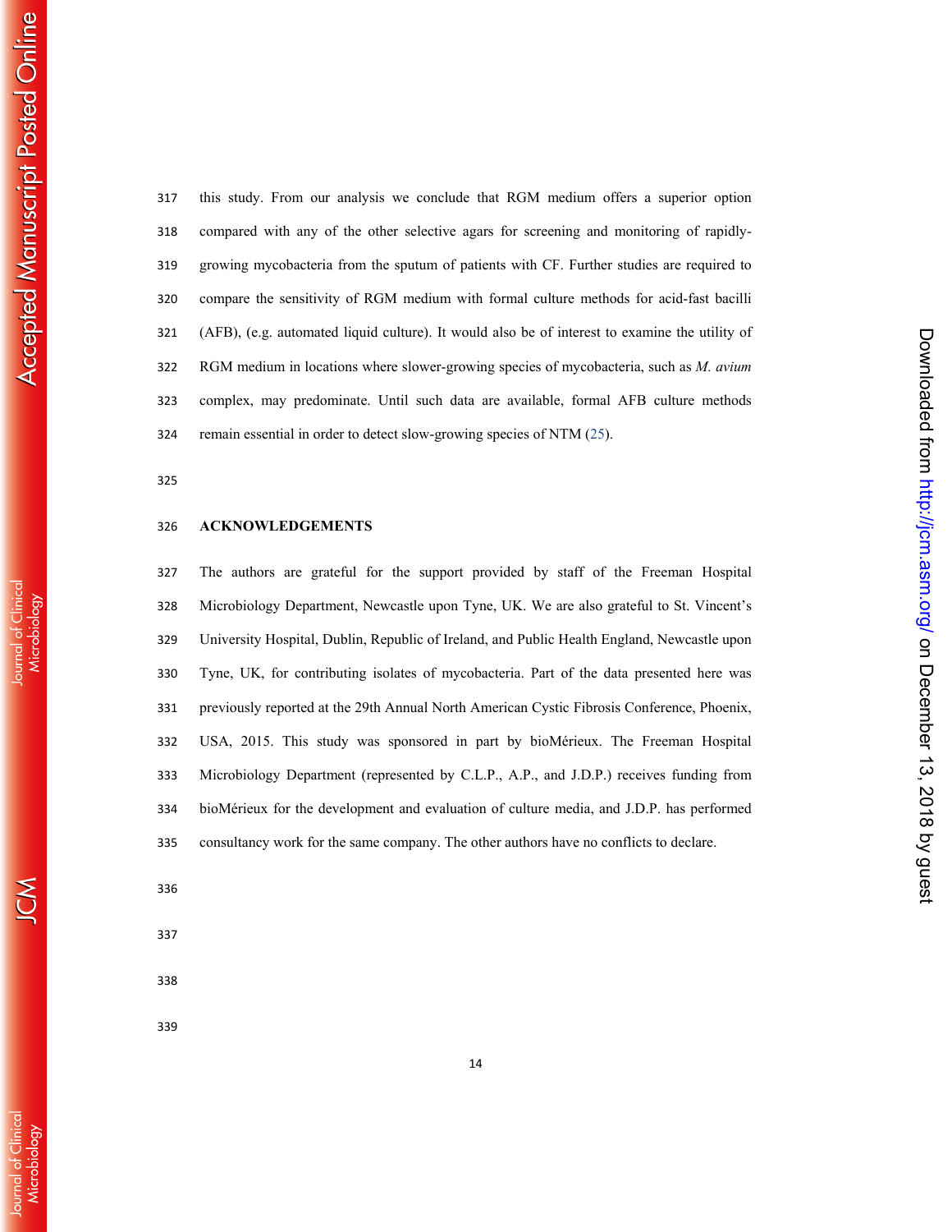this study. From our analysis we conclude that RGM medium offers a superior option compared with any of the other selective agars for screening and monitoring of rapidly-growing mycobacteria from the sputum of patients with CF. Further studies are required to compare the sensitivity of RGM medium with formal culture methods for acid-fast bacilli (AFB), (e.g. automated liquid culture). It would also be of interest to examine the utility of RGM medium in locations where slower-growing species of mycobacteria, such as *M. avium* complex, may predominate. Until such data are available, formal AFB culture methods remain essential in order to detect slow-growing species of NTM (25).

## ACKNOWLEDGEMENTS

The authors are grateful for the support provided by staff of the Freeman Hospital Microbiology Department, Newcastle upon Tyne, UK. We are also grateful to St. Vincent's University Hospital, Dublin, Republic of Ireland, and Public Health England, Newcastle upon Tyne, UK, for contributing isolates of mycobacteria. Part of the data presented here was previously reported at the 29th Annual North American Cystic Fibrosis Conference, Phoenix, USA, 2015. This study was sponsored in part by bioMérieux. The Freeman Hospital Microbiology Department (represented by C.L.P., A.P., and J.D.P.) receives funding from bioMérieux for the development and evaluation of culture media, and J.D.P. has performed consultancy work for the same company. The other authors have no conflicts to declare.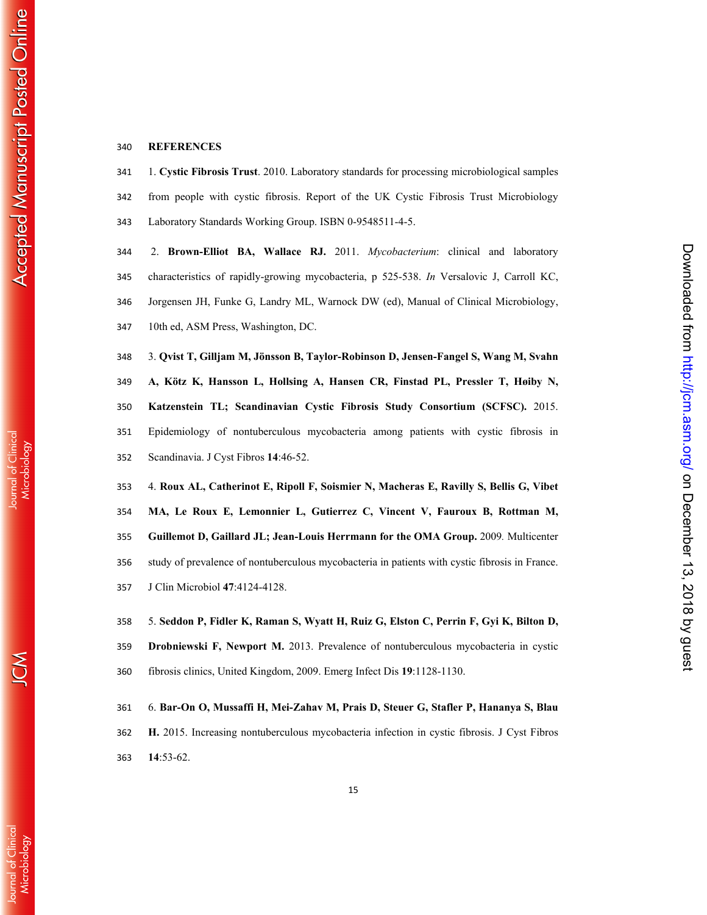## REFERENCES

1. **Cystic Fibrosis Trust**. 2010. Laboratory standards for processing microbiological samples from people with cystic fibrosis. Report of the UK Cystic Fibrosis Trust Microbiology Laboratory Standards Working Group. ISBN 0-9548511-4-5.

2. **Brown-Elliot BA, Wallace RJ.** 2011. *Mycobacterium*: clinical and laboratory characteristics of rapidly-growing mycobacteria, p 525-538. *In* Versalovic J, Carroll KC, Jorgensen JH, Funke G, Landry ML, Warnock DW (ed), Manual of Clinical Microbiology, 10th ed, ASM Press, Washington, DC.

3. **Qvist T, Gilljam M, Jönsson B, Taylor-Robinson D, Jensen-Fangel S, Wang M, Svahn A, Kötz K, Hansson L, Hollsing A, Hansen CR, Finstad PL, Pressler T, Høiby N, Katzenstein TL; Scandinavian Cystic Fibrosis Study Consortium (SCFSC).** 2015. Epidemiology of nontuberculous mycobacteria among patients with cystic fibrosis in Scandinavia. J Cyst Fibros **14**:46-52.

4. **Roux AL, Catherinot E, Ripoll F, Soismier N, Macheras E, Ravilly S, Bellis G, Vibet MA, Le Roux E, Lemonnier L, Gutierrez C, Vincent V, Fauroux B, Rottman M, Guillemot D, Gaillard JL; Jean-Louis Herrmann for the OMA Group.** 2009. Multicenter study of prevalence of nontuberculous mycobacteria in patients with cystic fibrosis in France. J Clin Microbiol **47**:4124-4128.

5. **Seddon P, Fidler K, Raman S, Wyatt H, Ruiz G, Elston C, Perrin F, Gyi K, Bilton D, Drobniewski F, Newport M.** 2013. Prevalence of nontuberculous mycobacteria in cystic fibrosis clinics, United Kingdom, 2009. Emerg Infect Dis **19**:1128-1130.

6. **Bar-On O, Mussaffi H, Mei-Zahav M, Prais D, Steuer G, Stafler P, Hananya S, Blau H.** 2015. Increasing nontuberculous mycobacteria infection in cystic fibrosis. J Cyst Fibros **14**:53-62.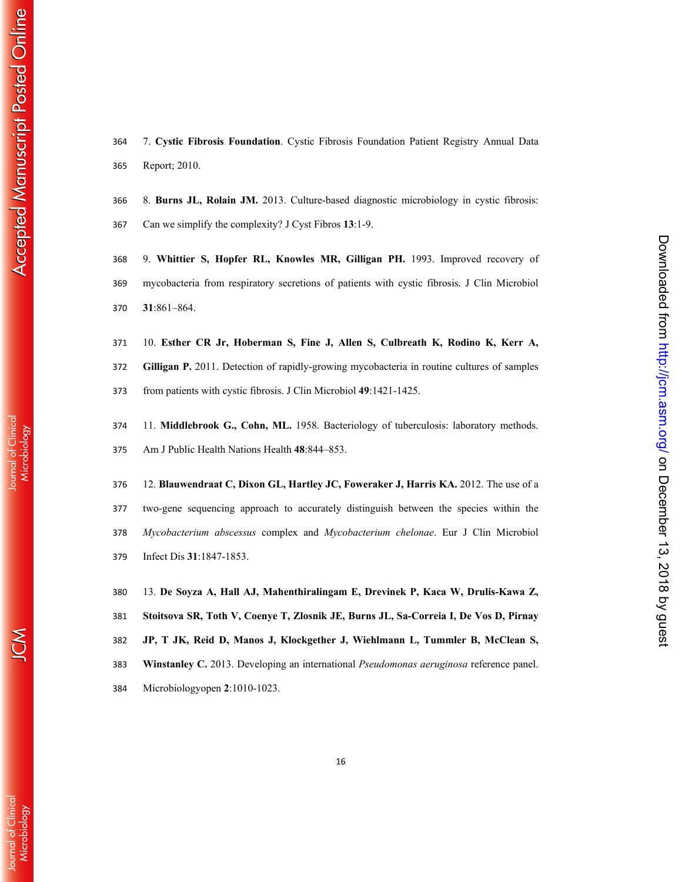7. **Cystic Fibrosis Foundation**. Cystic Fibrosis Foundation Patient Registry Annual Data Report; 2010.

8. **Burns JL, Rolain JM.** 2013. Culture-based diagnostic microbiology in cystic fibrosis: Can we simplify the complexity? J Cyst Fibros **13**:1-9.

9. **Whittier S, Hopfer RL, Knowles MR, Gilligan PH.** 1993. Improved recovery of mycobacteria from respiratory secretions of patients with cystic fibrosis. J Clin Microbiol **31**:861–864.

10. **Esther CR Jr, Hoberman S, Fine J, Allen S, Culbreath K, Rodino K, Kerr A, Gilligan P.** 2011. Detection of rapidly-growing mycobacteria in routine cultures of samples from patients with cystic fibrosis. J Clin Microbiol **49**:1421-1425.

11. **Middlebrook G., Cohn, ML.** 1958. Bacteriology of tuberculosis: laboratory methods. Am J Public Health Nations Health **48**:844–853.

12. **Blauwendraat C, Dixon GL, Hartley JC, Foweraker J, Harris KA.** 2012. The use of a two-gene sequencing approach to accurately distinguish between the species within the *Mycobacterium abscessus* complex and *Mycobacterium chelonae*. Eur J Clin Microbiol Infect Dis **31**:1847-1853.

13. **De Soyza A, Hall AJ, Mahenthiralingam E, Drevinek P, Kaca W, Drulis-Kawa Z, Stoitsova SR, Toth V, Coenye T, Zlosnik JE, Burns JL, Sa-Correia I, De Vos D, Pirnay JP, T JK, Reid D, Manos J, Klockgether J, Wiehlmann L, Tummler B, McClean S, Winstanley C.** 2013. Developing an international *Pseudomonas aeruginosa* reference panel. Microbiologyopen **2**:1010-1023.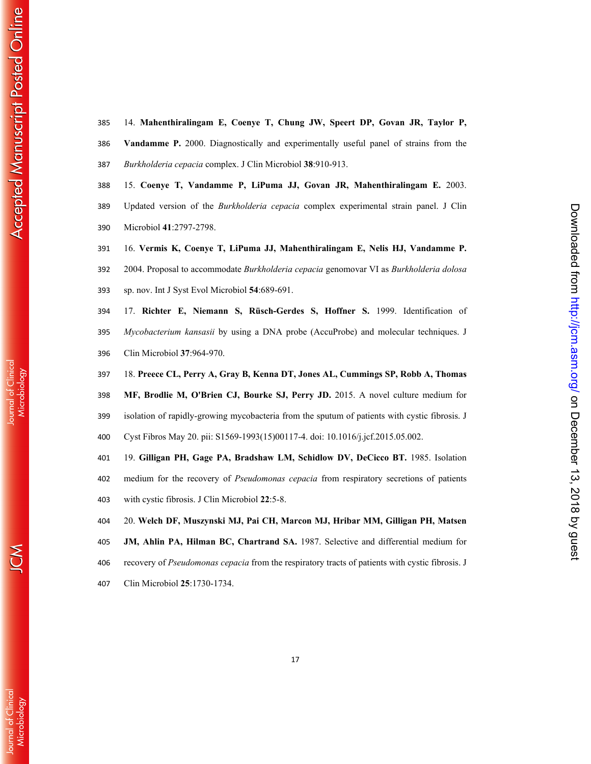14. **Mahenthiralingam E, Coenye T, Chung JW, Speert DP, Govan JR, Taylor P, Vandamme P.** 2000. Diagnostically and experimentally useful panel of strains from the *Burkholderia cepacia* complex. J Clin Microbiol **38**:910-913.

15. **Coenye T, Vandamme P, LiPuma JJ, Govan JR, Mahenthiralingam E.** 2003. Updated version of the *Burkholderia cepacia* complex experimental strain panel. J Clin Microbiol **41**:2797-2798.

16. **Vermis K, Coenye T, LiPuma JJ, Mahenthiralingam E, Nelis HJ, Vandamme P.** 2004. Proposal to accommodate *Burkholderia cepacia* genomovar VI as *Burkholderia dolosa* sp. nov. Int J Syst Evol Microbiol **54**:689-691.

17. **Richter E, Niemann S, Rüsch-Gerdes S, Hoffner S.** 1999. Identification of *Mycobacterium kansasii* by using a DNA probe (AccuProbe) and molecular techniques. J Clin Microbiol **37**:964-970.

18. **Preece CL, Perry A, Gray B, Kenna DT, Jones AL, Cummings SP, Robb A, Thomas MF, Brodlie M, O'Brien CJ, Bourke SJ, Perry JD.** 2015. A novel culture medium for isolation of rapidly-growing mycobacteria from the sputum of patients with cystic fibrosis. J Cyst Fibros May 20. pii: S1569-1993(15)00117-4. doi: 10.1016/j.jcf.2015.05.002.

19. **Gilligan PH, Gage PA, Bradshaw LM, Schidlow DV, DeCicco BT.** 1985. Isolation medium for the recovery of *Pseudomonas cepacia* from respiratory secretions of patients with cystic fibrosis. J Clin Microbiol **22**:5-8.

20. **Welch DF, Muszynski MJ, Pai CH, Marcon MJ, Hribar MM, Gilligan PH, Matsen JM, Ahlin PA, Hilman BC, Chartrand SA.** 1987. Selective and differential medium for recovery of *Pseudomonas cepacia* from the respiratory tracts of patients with cystic fibrosis. J Clin Microbiol **25**:1730-1734.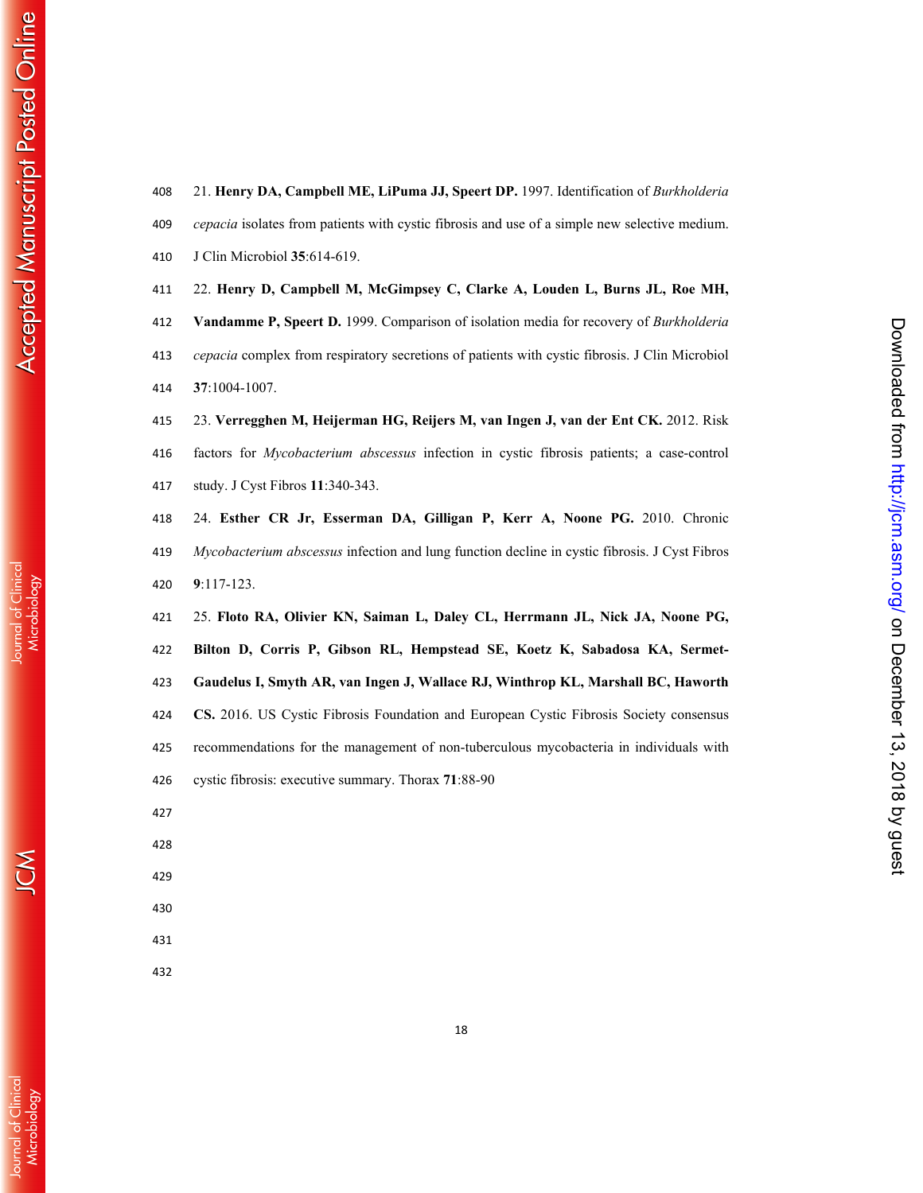21. **Henry DA, Campbell ME, LiPuma JJ, Speert DP.** 1997. Identification of *Burkholderia cepacia* isolates from patients with cystic fibrosis and use of a simple new selective medium. J Clin Microbiol **35**:614-619.

22. **Henry D, Campbell M, McGimpsey C, Clarke A, Louden L, Burns JL, Roe MH, Vandamme P, Speert D.** 1999. Comparison of isolation media for recovery of *Burkholderia cepacia* complex from respiratory secretions of patients with cystic fibrosis. J Clin Microbiol **37**:1004-1007.

23. **Verregghen M, Heijerman HG, Reijers M, van Ingen J, van der Ent CK.** 2012. Risk factors for *Mycobacterium abscessus* infection in cystic fibrosis patients; a case-control study. J Cyst Fibros **11**:340-343.

24. **Esther CR Jr, Esserman DA, Gilligan P, Kerr A, Noone PG.** 2010. Chronic *Mycobacterium abscessus* infection and lung function decline in cystic fibrosis. J Cyst Fibros **9**:117-123.

25. **Floto RA, Olivier KN, Saiman L, Daley CL, Herrmann JL, Nick JA, Noone PG, Bilton D, Corris P, Gibson RL, Hempstead SE, Koetz K, Sabadosa KA, Sermet-Gaudelus I, Smyth AR, van Ingen J, Wallace RJ, Winthrop KL, Marshall BC, Haworth CS.** 2016. US Cystic Fibrosis Foundation and European Cystic Fibrosis Society consensus recommendations for the management of non-tuberculous mycobacteria in individuals with cystic fibrosis: executive summary. Thorax **71**:88-90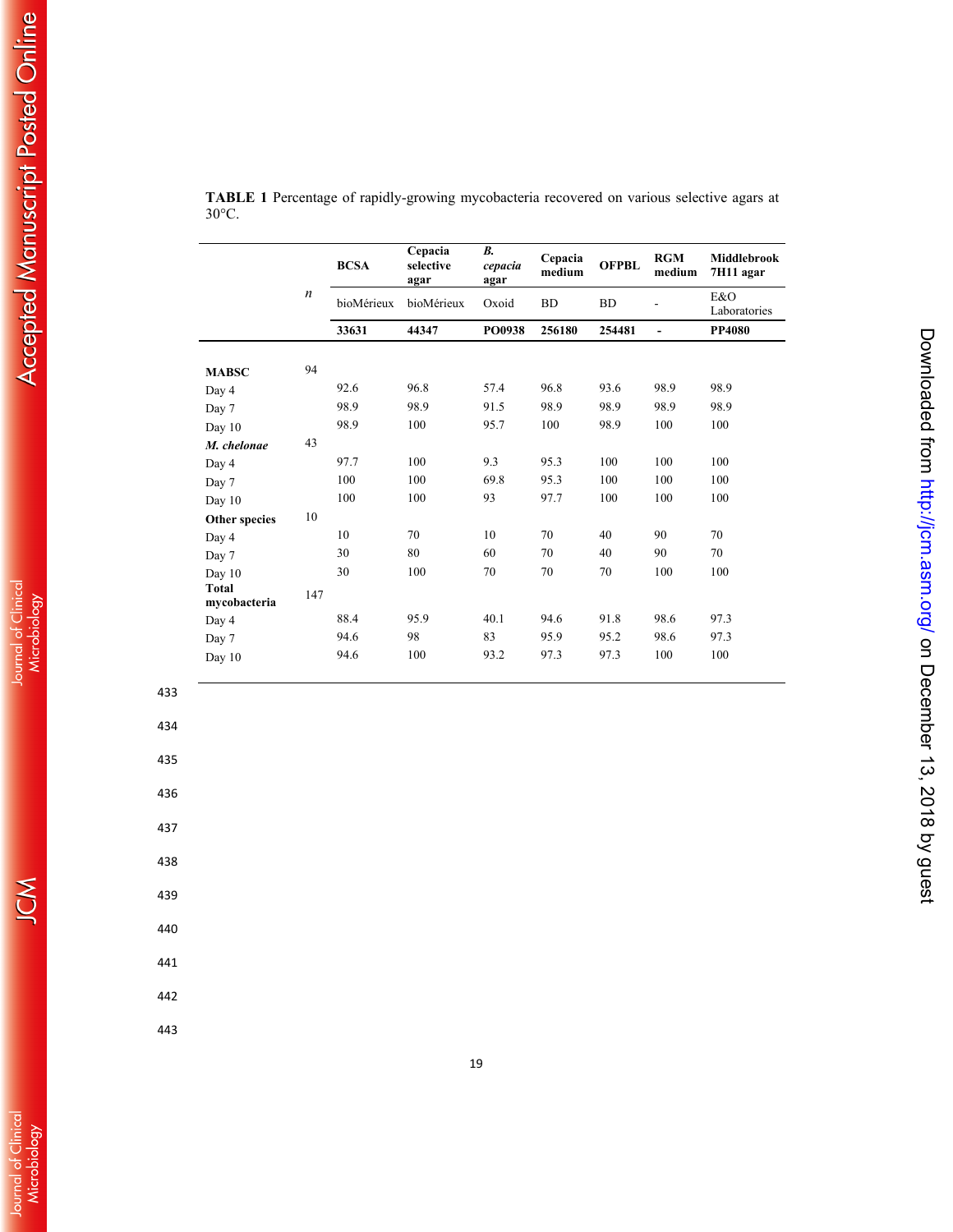**TABLE 1** Percentage of rapidly-growing mycobacteria recovered on various selective agars at 30°C.

| | *n* | BCSA | Cepacia selective agar | *B. cepacia* agar | Cepacia medium | OFPBL | RGM medium | Middlebrook 7H11 agar |
|---|---|---|---|---|---|---|---|---|
| | | bioMérieux | bioMérieux | Oxoid | BD | BD | - | E&O Laboratories |
| | | **33631** | **44347** | **PO0938** | **256180** | **254481** | **-** | **PP4080** |
| **MABSC** | 94 | | | | | | | |
| Day 4 | | 92.6 | 96.8 | 57.4 | 96.8 | 93.6 | 98.9 | 98.9 |
| Day 7 | | 98.9 | 98.9 | 91.5 | 98.9 | 98.9 | 98.9 | 98.9 |
| Day 10 | | 98.9 | 100 | 95.7 | 100 | 98.9 | 100 | 100 |
| ***M. chelonae*** | 43 | | | | | | | |
| Day 4 | | 97.7 | 100 | 9.3 | 95.3 | 100 | 100 | 100 |
| Day 7 | | 100 | 100 | 69.8 | 95.3 | 100 | 100 | 100 |
| Day 10 | | 100 | 100 | 93 | 97.7 | 100 | 100 | 100 |
| **Other species** | 10 | | | | | | | |
| Day 4 | | 10 | 70 | 10 | 70 | 40 | 90 | 70 |
| Day 7 | | 30 | 80 | 60 | 70 | 40 | 90 | 70 |
| Day 10 | | 30 | 100 | 70 | 70 | 70 | 100 | 100 |
| **Total mycobacteria** | 147 | | | | | | | |
| Day 4 | | 88.4 | 95.9 | 40.1 | 94.6 | 91.8 | 98.6 | 97.3 |
| Day 7 | | 94.6 | 98 | 83 | 95.9 | 95.2 | 98.6 | 97.3 |
| Day 10 | | 94.6 | 100 | 93.2 | 97.3 | 97.3 | 100 | 100 |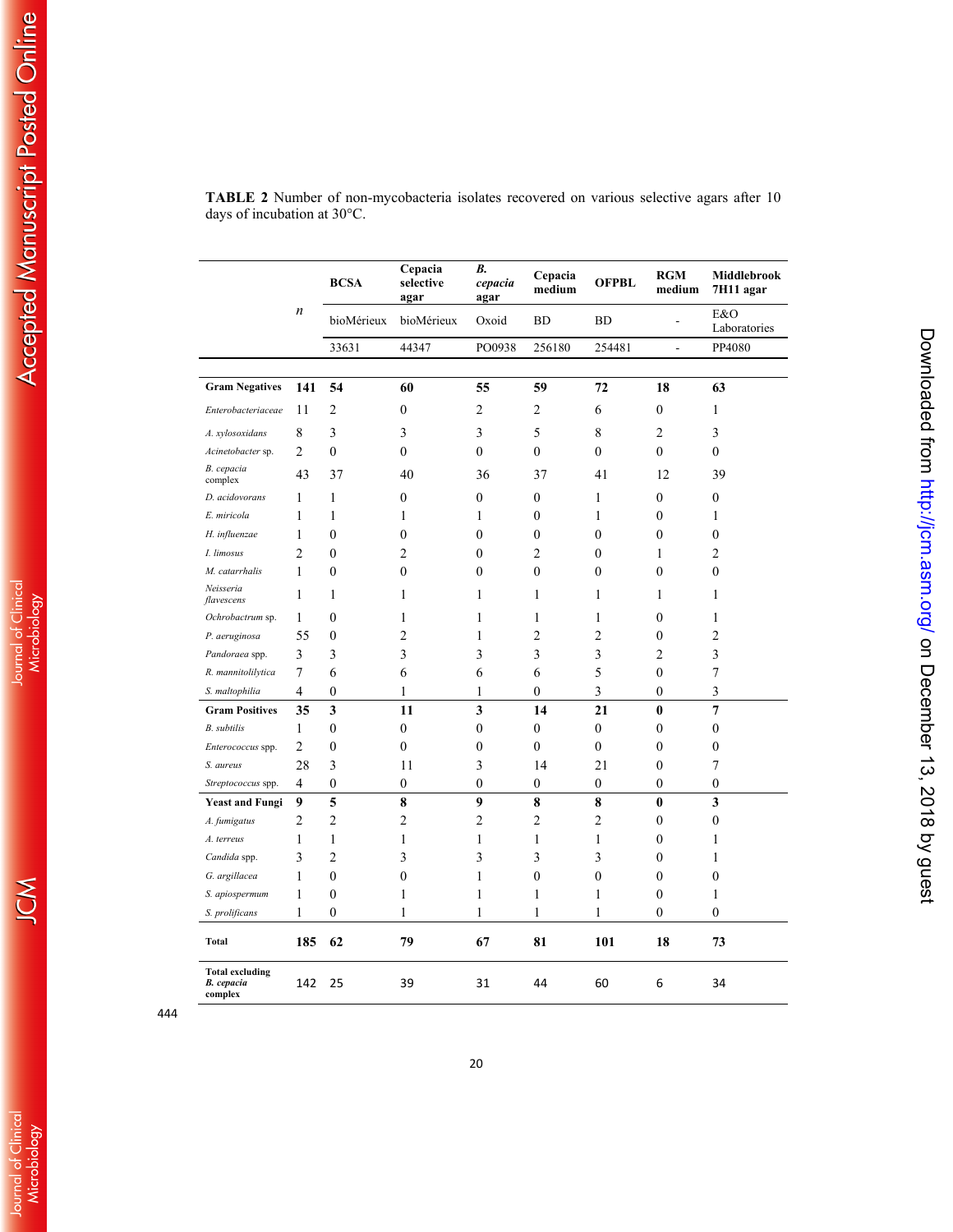**TABLE 2** Number of non-mycobacteria isolates recovered on various selective agars after 10 days of incubation at 30°C.

| | *n* | BCSA | Cepacia selective agar | *B. cepacia* agar | Cepacia medium | OFPBL | RGM medium | Middlebrook 7H11 agar |
|---|---|---|---|---|---|---|---|---|
| | | bioMérieux | bioMérieux | Oxoid | BD | BD | - | E&O Laboratories |
| | | 33631 | 44347 | PO0938 | 256180 | 254481 | - | PP4080 |
| **Gram Negatives** | **141** | **54** | **60** | **55** | **59** | **72** | **18** | **63** |
| *Enterobacteriaceae* | 11 | 2 | 0 | 2 | 2 | 6 | 0 | 1 |
| *A. xylosoxidans* | 8 | 3 | 3 | 3 | 5 | 8 | 2 | 3 |
| *Acinetobacter* sp. | 2 | 0 | 0 | 0 | 0 | 0 | 0 | 0 |
| *B. cepacia* complex | 43 | 37 | 40 | 36 | 37 | 41 | 12 | 39 |
| *D. acidovorans* | 1 | 1 | 0 | 0 | 0 | 1 | 0 | 0 |
| *E. miricola* | 1 | 1 | 1 | 1 | 0 | 1 | 0 | 1 |
| *H. influenzae* | 1 | 0 | 0 | 0 | 0 | 0 | 0 | 0 |
| *I. limosus* | 2 | 0 | 2 | 0 | 2 | 0 | 1 | 2 |
| *M. catarrhalis* | 1 | 0 | 0 | 0 | 0 | 0 | 0 | 0 |
| *Neisseria flavescens* | 1 | 1 | 1 | 1 | 1 | 1 | 1 | 1 |
| *Ochrobactrum* sp. | 1 | 0 | 1 | 1 | 1 | 1 | 0 | 1 |
| *P. aeruginosa* | 55 | 0 | 2 | 1 | 2 | 2 | 0 | 2 |
| *Pandoraea* spp. | 3 | 3 | 3 | 3 | 3 | 3 | 2 | 3 |
| *R. mannitolilytica* | 7 | 6 | 6 | 6 | 6 | 5 | 0 | 7 |
| *S. maltophilia* | 4 | 0 | 1 | 1 | 0 | 3 | 0 | 3 |
| **Gram Positives** | **35** | **3** | **11** | **3** | **14** | **21** | **0** | **7** |
| *B. subtilis* | 1 | 0 | 0 | 0 | 0 | 0 | 0 | 0 |
| *Enterococcus* spp. | 2 | 0 | 0 | 0 | 0 | 0 | 0 | 0 |
| *S. aureus* | 28 | 3 | 11 | 3 | 14 | 21 | 0 | 7 |
| *Streptococcus* spp. | 4 | 0 | 0 | 0 | 0 | 0 | 0 | 0 |
| **Yeast and Fungi** | **9** | **5** | **8** | **9** | **8** | **8** | **0** | **3** |
| *A. fumigatus* | 2 | 2 | 2 | 2 | 2 | 2 | 0 | 0 |
| *A. terreus* | 1 | 1 | 1 | 1 | 1 | 1 | 0 | 1 |
| *Candida* spp. | 3 | 2 | 3 | 3 | 3 | 3 | 0 | 1 |
| *G. argillacea* | 1 | 0 | 0 | 1 | 0 | 0 | 0 | 0 |
| *S. apiospermum* | 1 | 0 | 1 | 1 | 1 | 1 | 0 | 1 |
| *S. prolificans* | 1 | 0 | 1 | 1 | 1 | 1 | 0 | 0 |
| **Total** | **185** | **62** | **79** | **67** | **81** | **101** | **18** | **73** |
| **Total excluding *B. cepacia* complex** | 142 | 25 | 39 | 31 | 44 | 60 | 6 | 34 |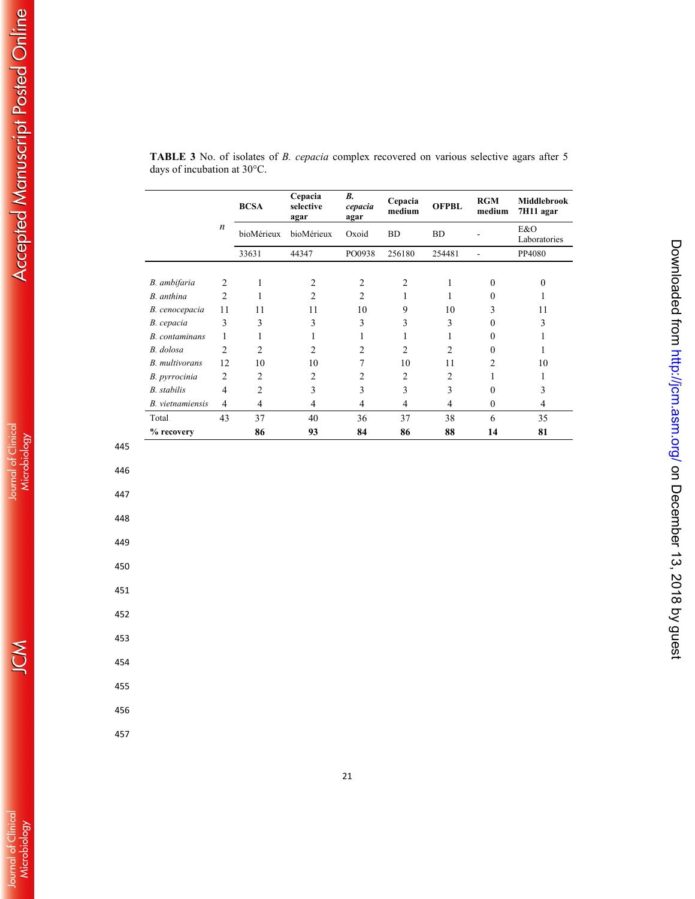**TABLE 3** No. of isolates of *B. cepacia* complex recovered on various selective agars after 5 days of incubation at 30°C.

| | *n* | BCSA | Cepacia selective agar | *B. cepacia* agar | Cepacia medium | OFPBL | RGM medium | Middlebrook 7H11 agar |
|---|---|---|---|---|---|---|---|---|
| | | bioMérieux | bioMérieux | Oxoid | BD | BD | - | E&O Laboratories |
| | | 33631 | 44347 | PO0938 | 256180 | 254481 | - | PP4080 |
| *B. ambifaria* | 2 | 1 | 2 | 2 | 2 | 1 | 0 | 0 |
| *B. anthina* | 2 | 1 | 2 | 2 | 1 | 1 | 0 | 1 |
| *B. cenocepacia* | 11 | 11 | 11 | 10 | 9 | 10 | 3 | 11 |
| *B. cepacia* | 3 | 3 | 3 | 3 | 3 | 3 | 0 | 3 |
| *B. contaminans* | 1 | 1 | 1 | 1 | 1 | 1 | 0 | 1 |
| *B. dolosa* | 2 | 2 | 2 | 2 | 2 | 2 | 0 | 1 |
| *B. multivorans* | 12 | 10 | 10 | 7 | 10 | 11 | 2 | 10 |
| *B. pyrrocinia* | 2 | 2 | 2 | 2 | 2 | 2 | 1 | 1 |
| *B. stabilis* | 4 | 2 | 3 | 3 | 3 | 3 | 0 | 3 |
| *B. vietnamiensis* | 4 | 4 | 4 | 4 | 4 | 4 | 0 | 4 |
| Total | 43 | 37 | 40 | 36 | 37 | 38 | 6 | 35 |
| **% recovery** | | **86** | **93** | **84** | **86** | **88** | **14** | **81** |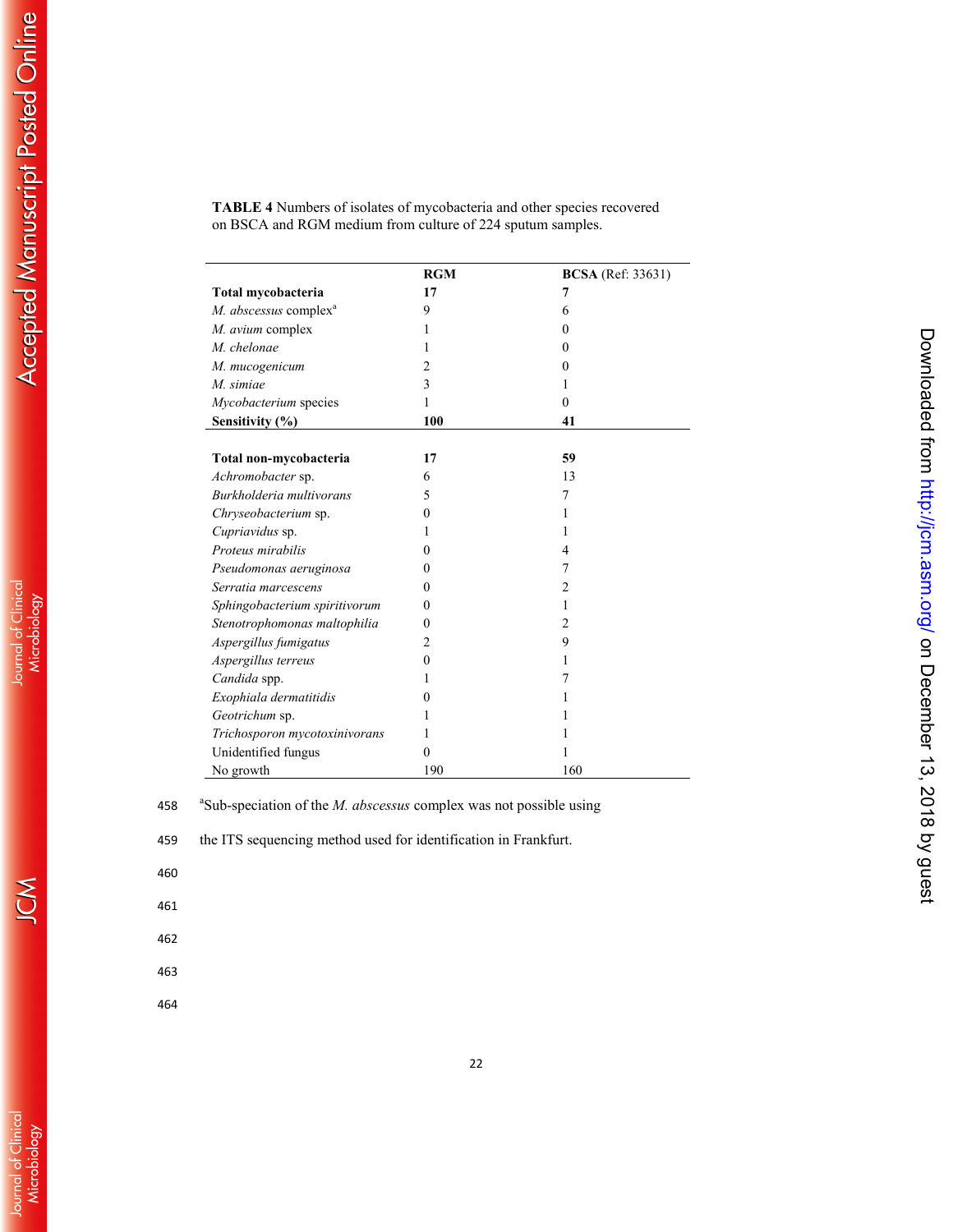**TABLE 4** Numbers of isolates of mycobacteria and other species recovered on BSCA and RGM medium from culture of 224 sputum samples.

| | **RGM** | **BCSA** (Ref: 33631) |
|---|---|---|
| **Total mycobacteria** | **17** | **7** |
| *M. abscessus* complex[a] | 9 | 6 |
| *M. avium* complex | 1 | 0 |
| *M. chelonae* | 1 | 0 |
| *M. mucogenicum* | 2 | 0 |
| *M. simiae* | 3 | 1 |
| *Mycobacterium* species | 1 | 0 |
| **Sensitivity (%)** | **100** | **41** |
| | | |
| **Total non-mycobacteria** | **17** | **59** |
| *Achromobacter* sp. | 6 | 13 |
| *Burkholderia multivorans* | 5 | 7 |
| *Chryseobacterium* sp. | 0 | 1 |
| *Cupriavidus* sp. | 1 | 1 |
| *Proteus mirabilis* | 0 | 4 |
| *Pseudomonas aeruginosa* | 0 | 7 |
| *Serratia marcescens* | 0 | 2 |
| *Sphingobacterium spiritivorum* | 0 | 1 |
| *Stenotrophomonas maltophilia* | 0 | 2 |
| *Aspergillus fumigatus* | 2 | 9 |
| *Aspergillus terreus* | 0 | 1 |
| *Candida* spp. | 1 | 7 |
| *Exophiala dermatitidis* | 0 | 1 |
| *Geotrichum* sp. | 1 | 1 |
| *Trichosporon mycotoxinivorans* | 1 | 1 |
| Unidentified fungus | 0 | 1 |
| No growth | 190 | 160 |

[a]Sub-speciation of the *M. abscessus* complex was not possible using the ITS sequencing method used for identification in Frankfurt.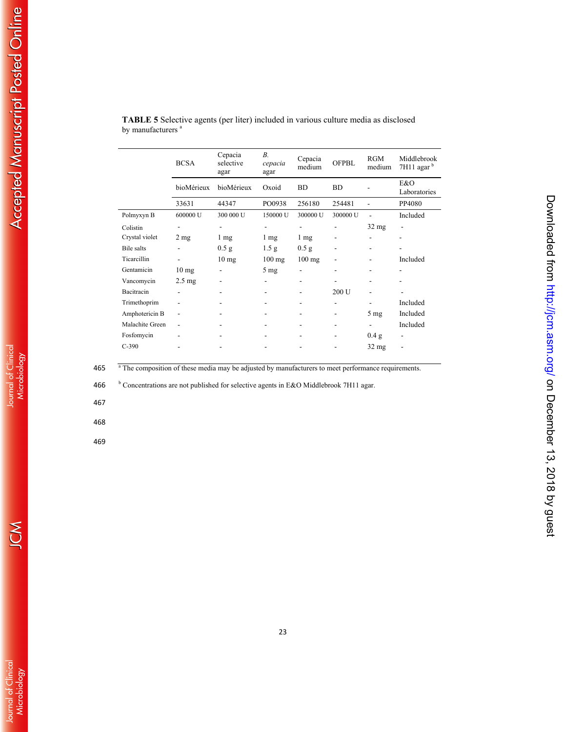**TABLE 5** Selective agents (per liter) included in various culture media as disclosed by manufacturers [a]

| | BCSA | Cepacia selective agar | *B. cepacia* agar | Cepacia medium | OFPBL | RGM medium | Middlebrook 7H11 agar [b] |
|---|---|---|---|---|---|---|---|
| | bioMérieux | bioMérieux | Oxoid | BD | BD | - | E&O Laboratories |
| | 33631 | 44347 | PO0938 | 256180 | 254481 | - | PP4080 |
| Polmyxyn B | 600000 U | 300 000 U | 150000 U | 300000 U | 300000 U | - | Included |
| Colistin | - | - | - | - | - | 32 mg | - |
| Crystal violet | 2 mg | 1 mg | 1 mg | 1 mg | - | - | - |
| Bile salts | - | 0.5 g | 1.5 g | 0.5 g | - | - | - |
| Ticarcillin | - | 10 mg | 100 mg | 100 mg | - | - | Included |
| Gentamicin | 10 mg | - | 5 mg | - | - | - | - |
| Vancomycin | 2.5 mg | - | - | - | - | - | - |
| Bacitracin | - | - | - | - | 200 U | - | - |
| Trimethoprim | - | - | - | - | - | - | Included |
| Amphotericin B | - | - | - | - | - | 5 mg | Included |
| Malachite Green | - | - | - | - | - | - | Included |
| Fosfomycin | - | - | - | - | - | 0.4 g | - |
| C-390 | - | - | - | - | - | 32 mg | - |

[a] The composition of these media may be adjusted by manufacturers to meet performance requirements.

[b] Concentrations are not published for selective agents in E&O Middlebrook 7H11 agar.